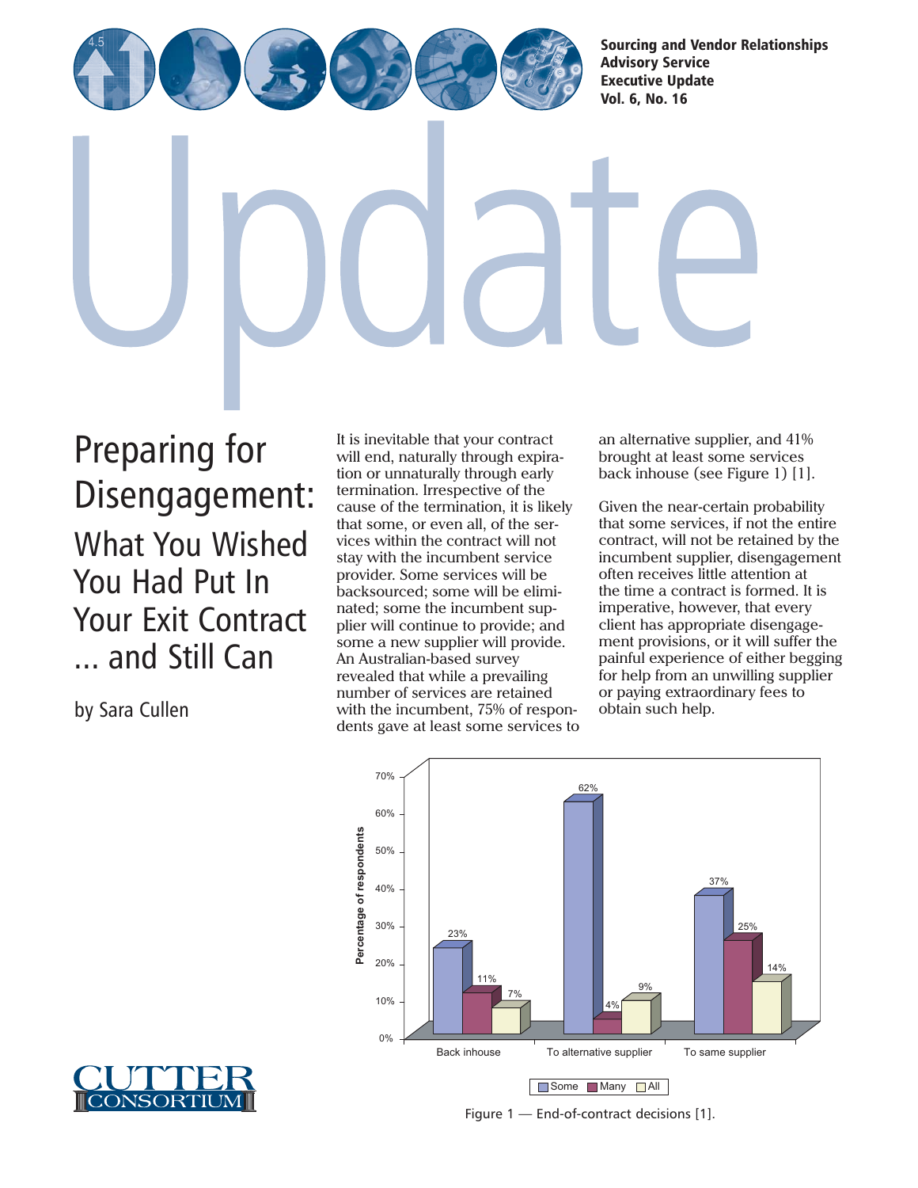Sourcing and Vendor Relationships Advisory Service Executive Update Vol. 6, No. 16

# Update

# Preparing for Disengagement:

## What You Wished You Had Put In Your Exit Contract ... and Still Can

by Sara Cullen

It is inevitable that your contract will end, naturally through expiration or unnaturally through early termination. Irrespective of the cause of the termination, it is likely that some, or even all, of the services within the contract will not stay with the incumbent service provider. Some services will be backsourced; some will be eliminated; some the incumbent supplier will continue to provide; and some a new supplier will provide. An Australian-based survey revealed that while a prevailing number of services are retained with the incumbent, 75% of respondents gave at least some services to an alternative supplier, and 41% brought at least some services back inhouse (see Figure 1) [1].

Given the near-certain probability that some services, if not the entire contract, will not be retained by the incumbent supplier, disengagement often receives little attention at the time a contract is formed. It is imperative, however, that every client has appropriate disengagement provisions, or it will suffer the painful experience of either begging for help from an unwilling supplier or paying extraordinary fees to obtain such help.

| Percentage of respondents | Some | Many | All |
| --- | --- | --- | --- |
| Back inhouse | 23% | 11% | 7% |
| To alternative supplier | 62% | 4% | 9% |
| To same supplier | 37% | 25% | 14% |

Figure 1 — End-of-contract decisions [1].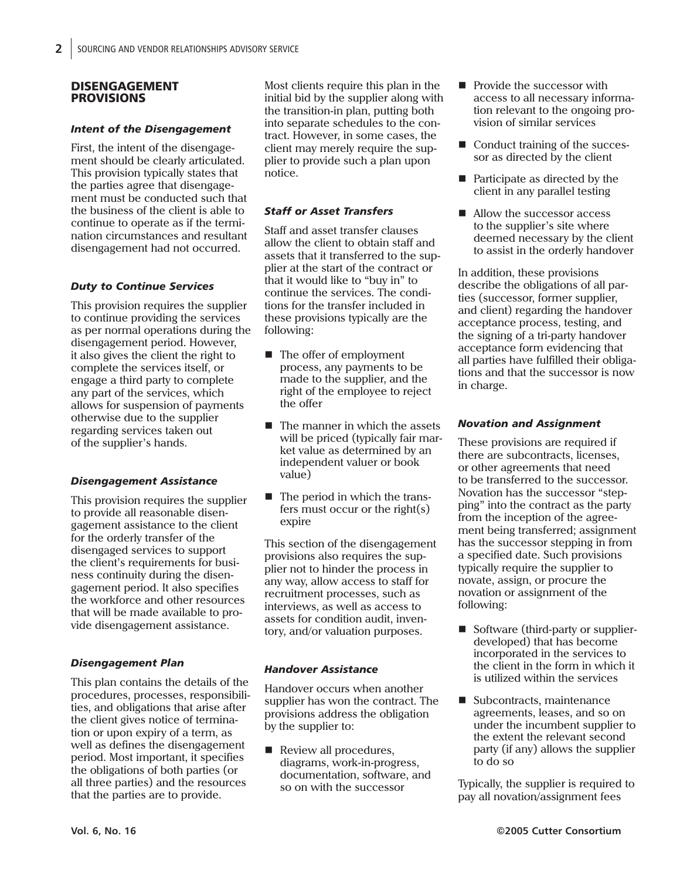## DISENGAGEMENT PROVISIONS

### *Intent of the Disengagement*

First, the intent of the disengagement should be clearly articulated. This provision typically states that the parties agree that disengagement must be conducted such that the business of the client is able to continue to operate as if the termination circumstances and resultant disengagement had not occurred.

### *Duty to Continue Services*

This provision requires the supplier to continue providing the services as per normal operations during the disengagement period. However, it also gives the client the right to complete the services itself, or engage a third party to complete any part of the services, which allows for suspension of payments otherwise due to the supplier regarding services taken out of the supplier's hands.

### *Disengagement Assistance*

This provision requires the supplier to provide all reasonable disengagement assistance to the client for the orderly transfer of the disengaged services to support the client's requirements for business continuity during the disengagement period. It also specifies the workforce and other resources that will be made available to provide disengagement assistance.

### *Disengagement Plan*

This plan contains the details of the procedures, processes, responsibilities, and obligations that arise after the client gives notice of termination or upon expiry of a term, as well as defines the disengagement period. Most important, it specifies the obligations of both parties (or all three parties) and the resources that the parties are to provide.

Most clients require this plan in the initial bid by the supplier along with the transition-in plan, putting both into separate schedules to the contract. However, in some cases, the client may merely require the supplier to provide such a plan upon notice.

### *Staff or Asset Transfers*

Staff and asset transfer clauses allow the client to obtain staff and assets that it transferred to the supplier at the start of the contract or that it would like to "buy in" to continue the services. The conditions for the transfer included in these provisions typically are the following:

- The offer of employment process, any payments to be made to the supplier, and the right of the employee to reject the offer
- The manner in which the assets will be priced (typically fair market value as determined by an independent valuer or book value)
- The period in which the transfers must occur or the right(s) expire

This section of the disengagement provisions also requires the supplier not to hinder the process in any way, allow access to staff for recruitment processes, such as interviews, as well as access to assets for condition audit, inventory, and/or valuation purposes.

### *Handover Assistance*

Handover occurs when another supplier has won the contract. The provisions address the obligation by the supplier to:

- Review all procedures, diagrams, work-in-progress, documentation, software, and so on with the successor
- Provide the successor with access to all necessary information relevant to the ongoing provision of similar services
- Conduct training of the successor as directed by the client
- Participate as directed by the client in any parallel testing
- Allow the successor access to the supplier's site where deemed necessary by the client to assist in the orderly handover

In addition, these provisions describe the obligations of all parties (successor, former supplier, and client) regarding the handover acceptance process, testing, and the signing of a tri-party handover acceptance form evidencing that all parties have fulfilled their obligations and that the successor is now in charge.

### *Novation and Assignment*

These provisions are required if there are subcontracts, licenses, or other agreements that need to be transferred to the successor. Novation has the successor "stepping" into the contract as the party from the inception of the agreement being transferred; assignment has the successor stepping in from a specified date. Such provisions typically require the supplier to novate, assign, or procure the novation or assignment of the following:

- Software (third-party or supplier-developed) that has become incorporated in the services to the client in the form in which it is utilized within the services
- Subcontracts, maintenance agreements, leases, and so on under the incumbent supplier to the extent the relevant second party (if any) allows the supplier to do so

Typically, the supplier is required to pay all novation/assignment fees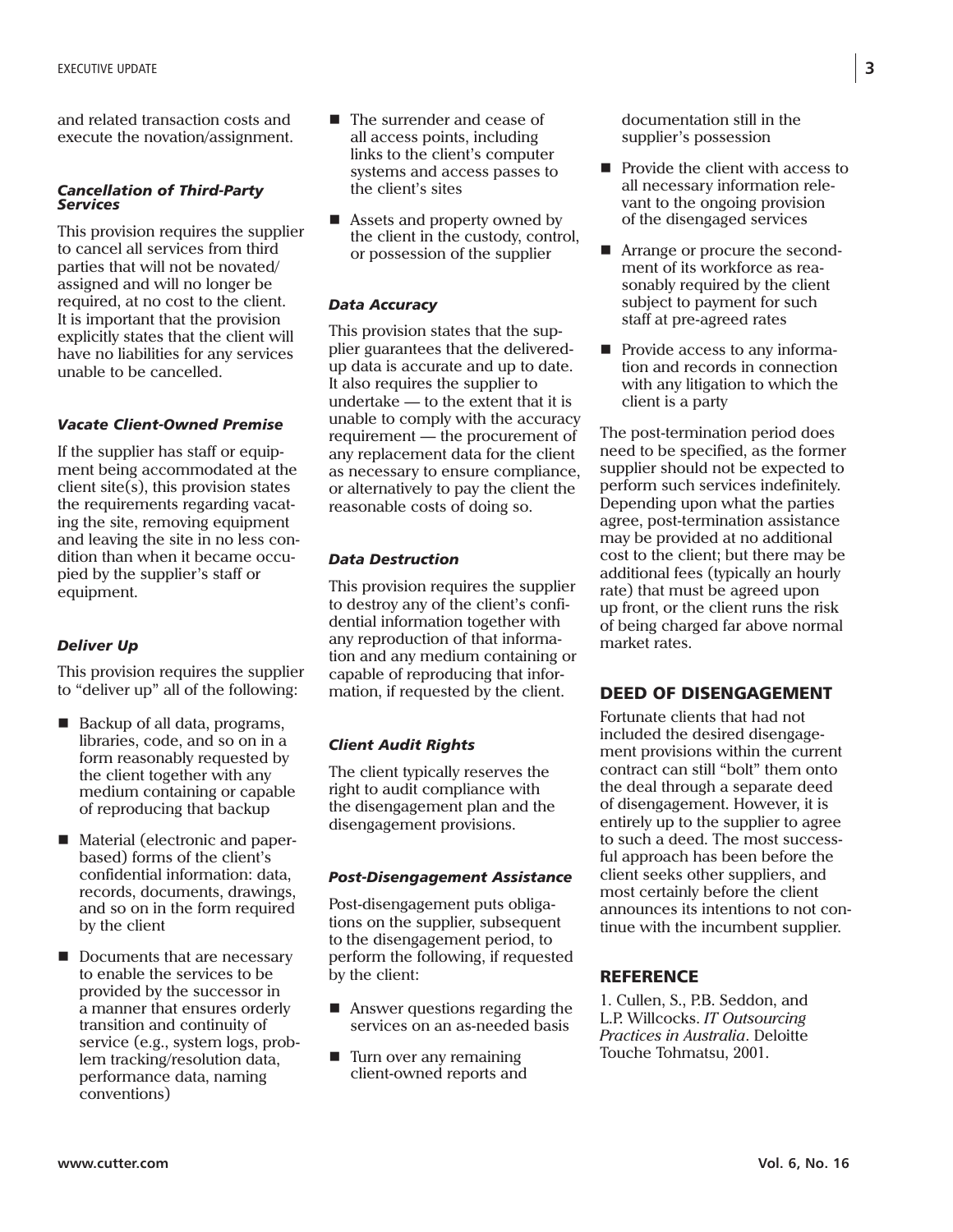and related transaction costs and execute the novation/assignment.

#### *Cancellation of Third-Party Services*

This provision requires the supplier to cancel all services from third parties that will not be novated/assigned and will no longer be required, at no cost to the client. It is important that the provision explicitly states that the client will have no liabilities for any services unable to be cancelled.

#### *Vacate Client-Owned Premise*

If the supplier has staff or equipment being accommodated at the client site(s), this provision states the requirements regarding vacating the site, removing equipment and leaving the site in no less condition than when it became occupied by the supplier's staff or equipment.

#### *Deliver Up*

This provision requires the supplier to "deliver up" all of the following:

- Backup of all data, programs, libraries, code, and so on in a form reasonably requested by the client together with any medium containing or capable of reproducing that backup
- Material (electronic and paper-based) forms of the client's confidential information: data, records, documents, drawings, and so on in the form required by the client
- Documents that are necessary to enable the services to be provided by the successor in a manner that ensures orderly transition and continuity of service (e.g., system logs, problem tracking/resolution data, performance data, naming conventions)
- The surrender and cease of all access points, including links to the client's computer systems and access passes to the client's sites
- Assets and property owned by the client in the custody, control, or possession of the supplier

#### *Data Accuracy*

This provision states that the supplier guarantees that the delivered-up data is accurate and up to date. It also requires the supplier to undertake — to the extent that it is unable to comply with the accuracy requirement — the procurement of any replacement data for the client as necessary to ensure compliance, or alternatively to pay the client the reasonable costs of doing so.

#### *Data Destruction*

This provision requires the supplier to destroy any of the client's confidential information together with any reproduction of that information and any medium containing or capable of reproducing that information, if requested by the client.

#### *Client Audit Rights*

The client typically reserves the right to audit compliance with the disengagement plan and the disengagement provisions.

#### *Post-Disengagement Assistance*

Post-disengagement puts obligations on the supplier, subsequent to the disengagement period, to perform the following, if requested by the client:

- Answer questions regarding the services on an as-needed basis
- Turn over any remaining client-owned reports and documentation still in the supplier's possession
- Provide the client with access to all necessary information relevant to the ongoing provision of the disengaged services
- Arrange or procure the secondment of its workforce as reasonably required by the client subject to payment for such staff at pre-agreed rates
- Provide access to any information and records in connection with any litigation to which the client is a party

The post-termination period does need to be specified, as the former supplier should not be expected to perform such services indefinitely. Depending upon what the parties agree, post-termination assistance may be provided at no additional cost to the client; but there may be additional fees (typically an hourly rate) that must be agreed upon up front, or the client runs the risk of being charged far above normal market rates.

## DEED OF DISENGAGEMENT

Fortunate clients that had not included the desired disengagement provisions within the current contract can still "bolt" them onto the deal through a separate deed of disengagement. However, it is entirely up to the supplier to agree to such a deed. The most successful approach has been before the client seeks other suppliers, and most certainly before the client announces its intentions to not continue with the incumbent supplier.

## REFERENCE

1. Cullen, S., P.B. Seddon, and L.P. Willcocks. *IT Outsourcing Practices in Australia*. Deloitte Touche Tohmatsu, 2001.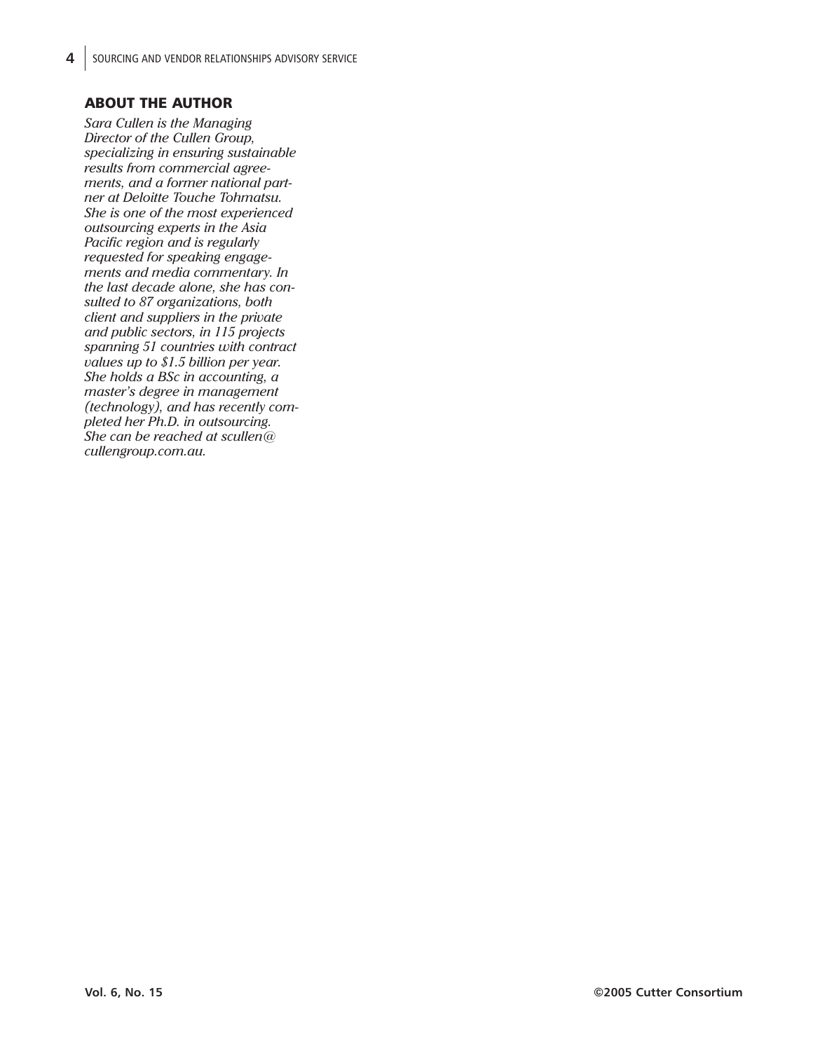## ABOUT THE AUTHOR

*Sara Cullen is the Managing Director of the Cullen Group, specializing in ensuring sustainable results from commercial agreements, and a former national partner at Deloitte Touche Tohmatsu. She is one of the most experienced outsourcing experts in the Asia Pacific region and is regularly requested for speaking engagements and media commentary. In the last decade alone, she has consulted to 87 organizations, both client and suppliers in the private and public sectors, in 115 projects spanning 51 countries with contract values up to $1.5 billion per year. She holds a BSc in accounting, a master's degree in management (technology), and has recently completed her Ph.D. in outsourcing. She can be reached at scullen@cullengroup.com.au.*